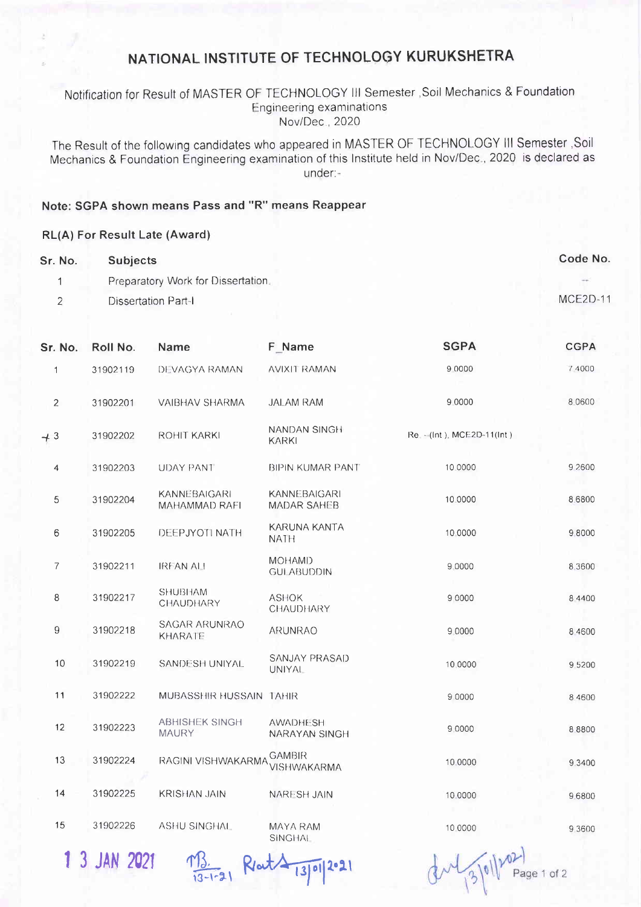# NATIONAL INSTITUTE OF TECHNOLOGY KURUKSHETRA

Notification for Result of MASTER OF TECHNOLOGY III Semester ,Soil Mechanics & Foundation Engineering examinations
Nov/Dec , 2020

The Result of the following candidates who appeared in MASTER OF TECHNOLOGY III Semester ,Soil Mechanics & Foundation Engineering examination of this Institute held in Nov/Dec., 2020 is declared as under:-

**Note: SGPA shown means Pass and "R" means Reappear**

**RL(A) For Result Late (Award)**

| Sr. No. | Subjects | Code No. |
|---|---|---|
| 1 | Preparatory Work for Dissertation. | -- |
| 2 | Dissertation Part-I | MCE2D-11 |

| Sr. No. | Roll No. | Name | F_Name | SGPA | CGPA |
|---|---|---|---|---|---|
| 1 | 31902119 | DEVAGYA RAMAN | AVIXIT RAMAN | 9.0000 | 7.4000 |
| 2 | 31902201 | VAIBHAV SHARMA | JALAM RAM | 9.0000 | 8.0600 |
| 3 | 31902202 | ROHIT KARKI | NANDAN SINGH KARKI | Re. --(Int.), MCE2D-11(Int.) | |
| 4 | 31902203 | UDAY PANT | BIPIN KUMAR PANT | 10.0000 | 9.2600 |
| 5 | 31902204 | KANNEBAIGARI MAHAMMAD RAFI | KANNEBAIGARI MADAR SAHEB | 10.0000 | 8.6800 |
| 6 | 31902205 | DEEPJYOTI NATH | KARUNA KANTA NATH | 10.0000 | 9.8000 |
| 7 | 31902211 | IRFAN ALI | MOHAMID GULABUDDIN | 9.0000 | 8.3600 |
| 8 | 31902217 | SHUBHAM CHAUDHARY | ASHOK CHAUDHARY | 9.0000 | 8.4400 |
| 9 | 31902218 | SAGAR ARUNRAO KHARATE | ARUNRAO | 9.0000 | 8.4600 |
| 10 | 31902219 | SANDESH UNIYAL | SANJAY PRASAD UNIYAL | 10.0000 | 9.5200 |
| 11 | 31902222 | MUBASSHIR HUSSAIN | TAHIR | 9.0000 | 8.4600 |
| 12 | 31902223 | ABHISHEK SINGH MAURY | AWADHESH NARAYAN SINGH | 9.0000 | 8.8800 |
| 13 | 31902224 | RAGINI VISHWAKARMA | GAMBIR VISHWAKARMA | 10.0000 | 9.3400 |
| 14 | 31902225 | KRISHAN JAIN | NARESH JAIN | 10.0000 | 9.6800 |
| 15 | 31902226 | ASHU SINGHAL | MAYA RAM SINGHAL | 10.0000 | 9.3600 |

13 JAN 2021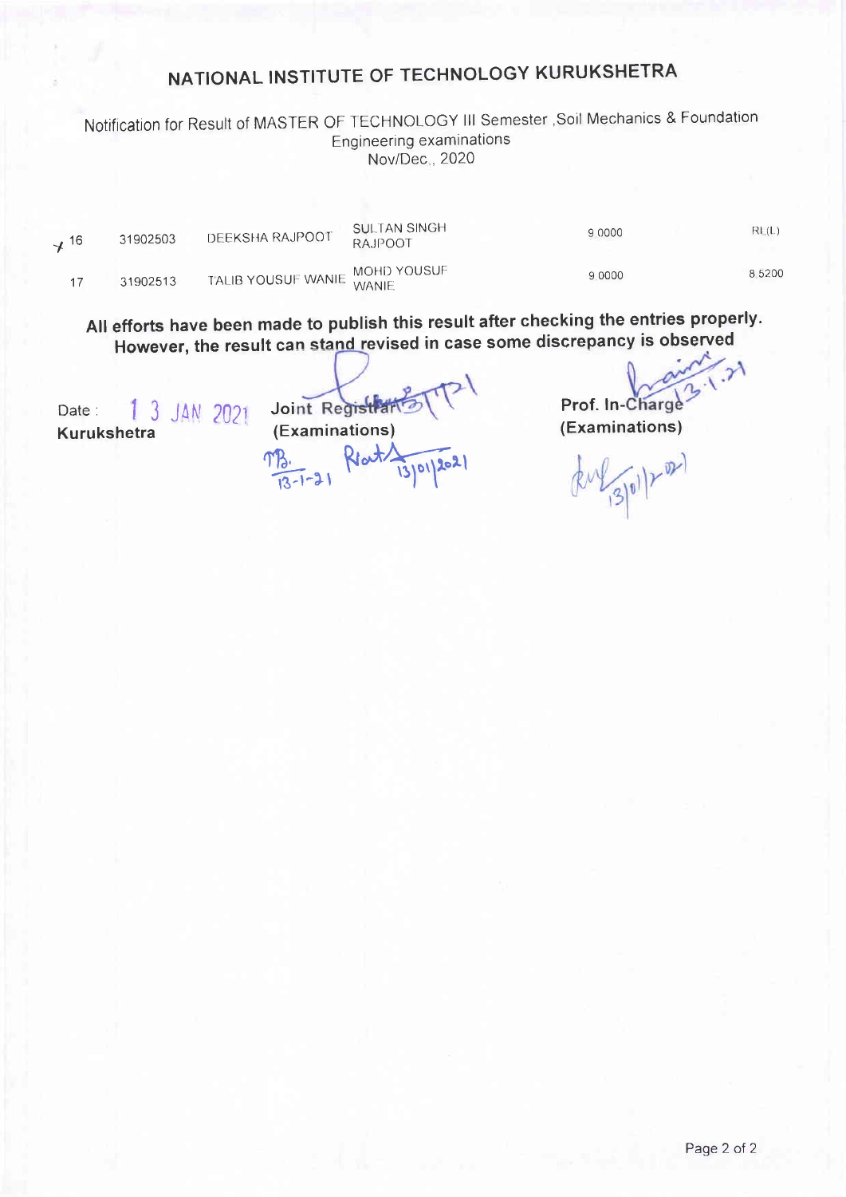# NATIONAL INSTITUTE OF TECHNOLOGY KURUKSHETRA

Notification for Result of MASTER OF TECHNOLOGY III Semester ,Soil Mechanics & Foundation Engineering examinations
Nov/Dec., 2020

| | | | | | |
|---|---|---|---|---|---|
| 16 | 31902503 | DEEKSHA RAJPOOT | SULTAN SINGH RAJPOOT | 9.0000 | RL(L) |
| 17 | 31902513 | TALIB YOUSUF WANIE | MOHD YOUSUF WANIE | 9.0000 | 8.5200 |

**All efforts have been made to publish this result after checking the entries properly. However, the result can stand revised in case some discrepancy is observed**

Date : 13 JAN 2021
**Kurukshetra**

**Joint Registrar**
**(Examinations)**

**Prof. In-Charge**
**(Examinations)**